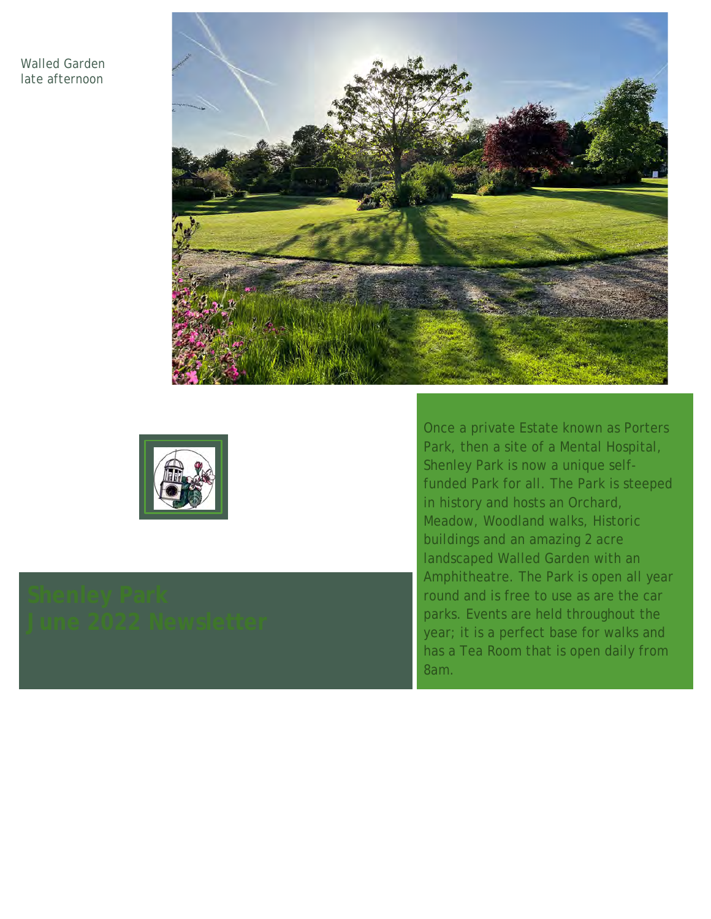Walled Garden late afternoon

# Shenley Park June 2022 Newsletter

Once a private Estate known as Porters Park, then a site of a Mental Hospital, Shenley Park is now a unique self-funded Park for all. The Park is steeped in history and hosts an Orchard, Meadow, Woodland walks, Historic buildings and an amazing 2 acre landscaped Walled Garden with an Amphitheatre. The Park is open all year round and is free to use as are the car parks. Events are held throughout the year; it is a perfect base for walks and has a Tea Room that is open daily from 8am.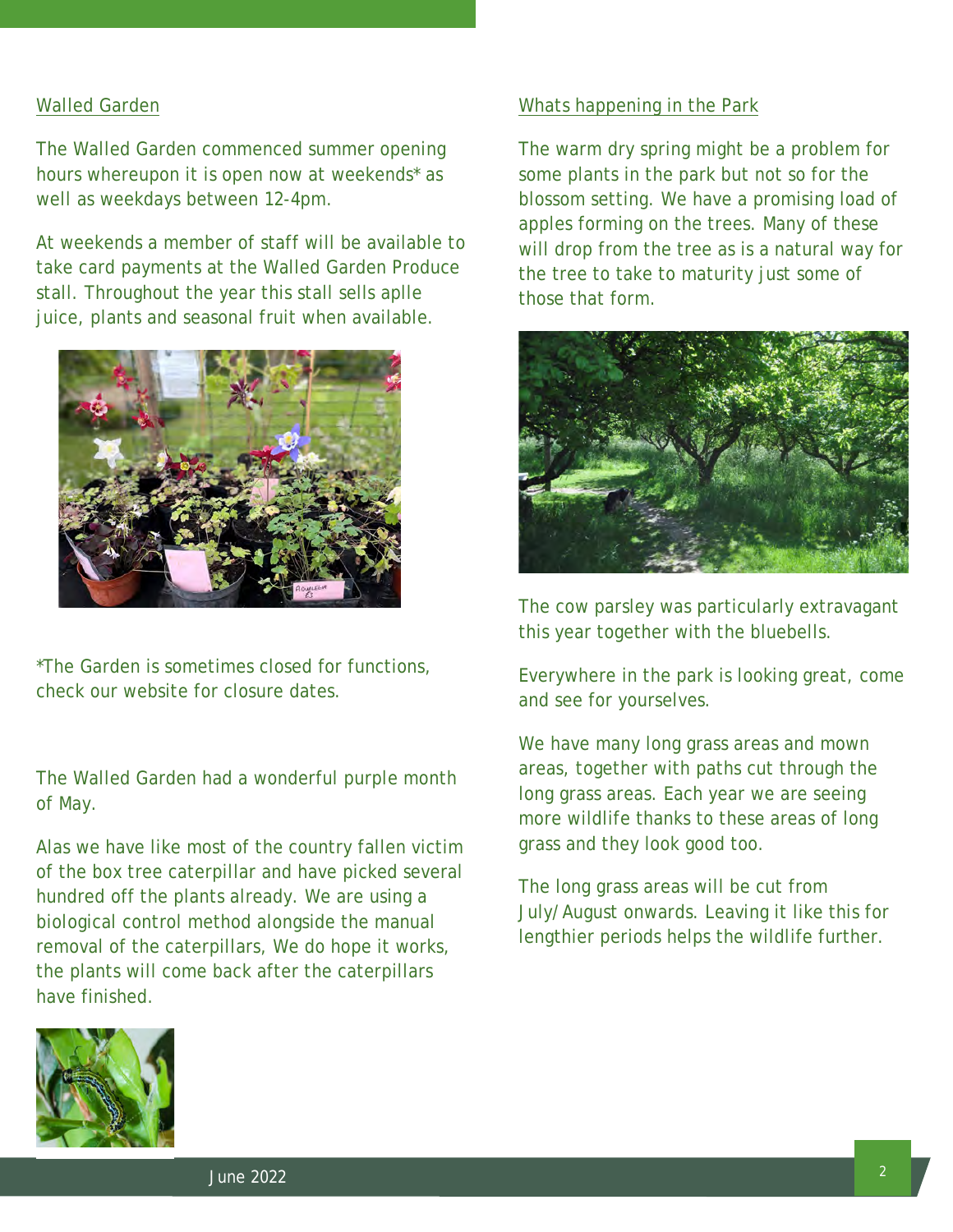## Walled Garden

The Walled Garden commenced summer opening hours whereupon it is open now at weekends* as well as weekdays between 12-4pm.

At weekends a member of staff will be available to take card payments at the Walled Garden Produce stall. Throughout the year this stall sells aplle juice, plants and seasonal fruit when available.

*The Garden is sometimes closed for functions, check our website for closure dates.

The Walled Garden had a wonderful purple month of May.

Alas we have like most of the country fallen victim of the box tree caterpillar and have picked several hundred off the plants already. We are using a biological control method alongside the manual removal of the caterpillars, We do hope it works, the plants will come back after the caterpillars have finished.

## Whats happening in the Park

The warm dry spring might be a problem for some plants in the park but not so for the blossom setting. We have a promising load of apples forming on the trees. Many of these will drop from the tree as is a natural way for the tree to take to maturity just some of those that form.

The cow parsley was particularly extravagant this year together with the bluebells.

Everywhere in the park is looking great, come and see for yourselves.

We have many long grass areas and mown areas, together with paths cut through the long grass areas. Each year we are seeing more wildlife thanks to these areas of long grass and they look good too.

The long grass areas will be cut from July/August onwards. Leaving it like this for lengthier periods helps the wildlife further.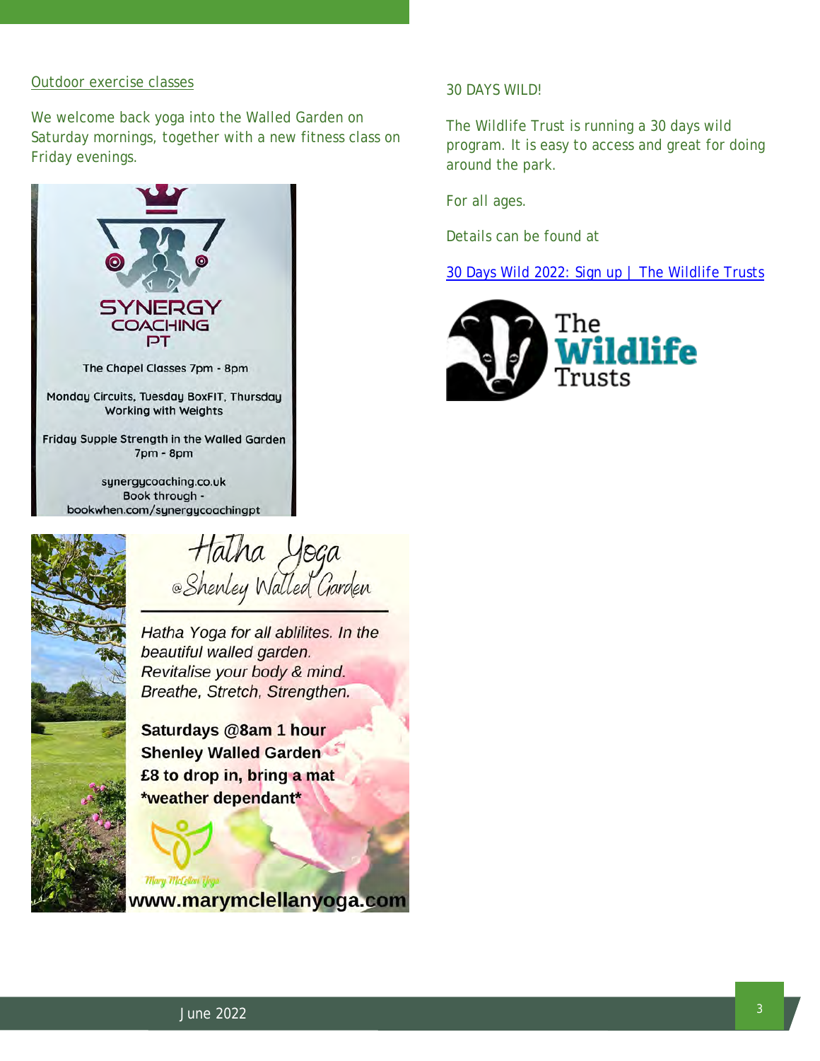## Outdoor exercise classes

We welcome back yoga into the Walled Garden on Saturday mornings, together with a new fitness class on Friday evenings.

**SYNERGY COACHING PT**

The Chapel Classes 7pm - 8pm

Monday Circuits, Tuesday BoxFIT, Thursday Working with Weights

Friday Supple Strength in the Walled Garden 7pm - 8pm

synergycoaching.co.uk
Book through - bookwhen.com/synergycoachingpt

**Hatha Yoga @Shenley Walled Garden**

*Hatha Yoga for all ablilites. In the beautiful walled garden. Revitalise your body & mind. Breathe, Stretch, Strengthen.*

**Saturdays @8am 1 hour**
**Shenley Walled Garden**
**£8 to drop in, bring a mat**
***weather dependant***

Mary McLellan Yoga
**www.marymclellanyoga.com**

## 30 DAYS WILD!

The Wildlife Trust is running a 30 days wild program. It is easy to access and great for doing around the park.

For all ages.

Details can be found at

[30 Days Wild 2022: Sign up | The Wildlife Trusts]

The Wildlife Trusts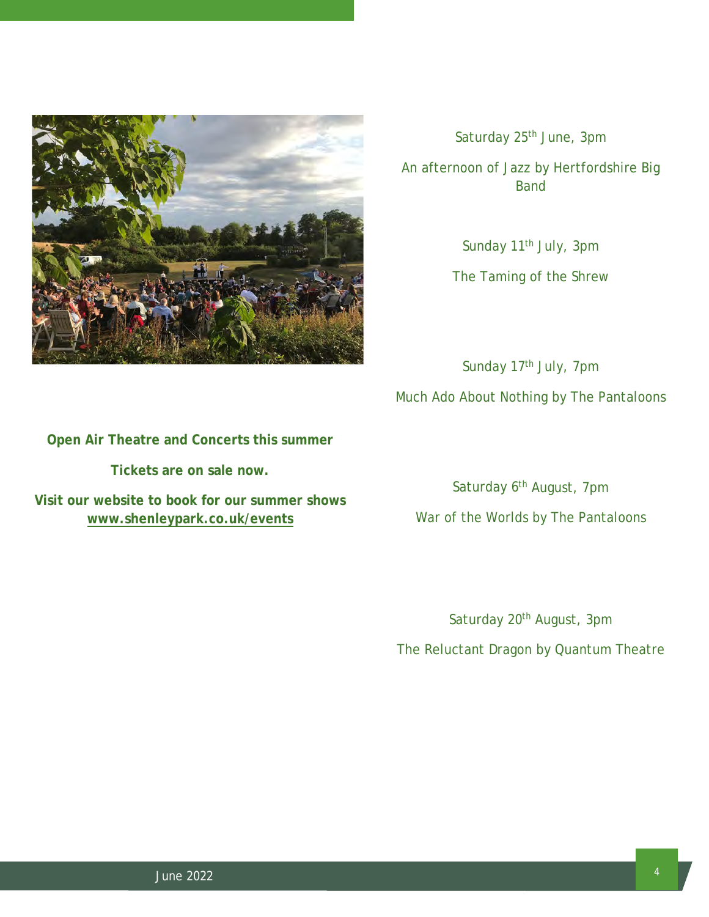**Open Air Theatre and Concerts this summer**

**Tickets are on sale now.**

**Visit our website to book for our summer shows [www.shenleypark.co.uk/events](http://www.shenleypark.co.uk/events)**

Saturday 25th June, 3pm

An afternoon of Jazz by Hertfordshire Big Band

Sunday 11th July, 3pm

The Taming of the Shrew

Sunday 17th July, 7pm

Much Ado About Nothing by The Pantaloons

Saturday 6th August, 7pm

War of the Worlds by The Pantaloons

Saturday 20th August, 3pm

The Reluctant Dragon by Quantum Theatre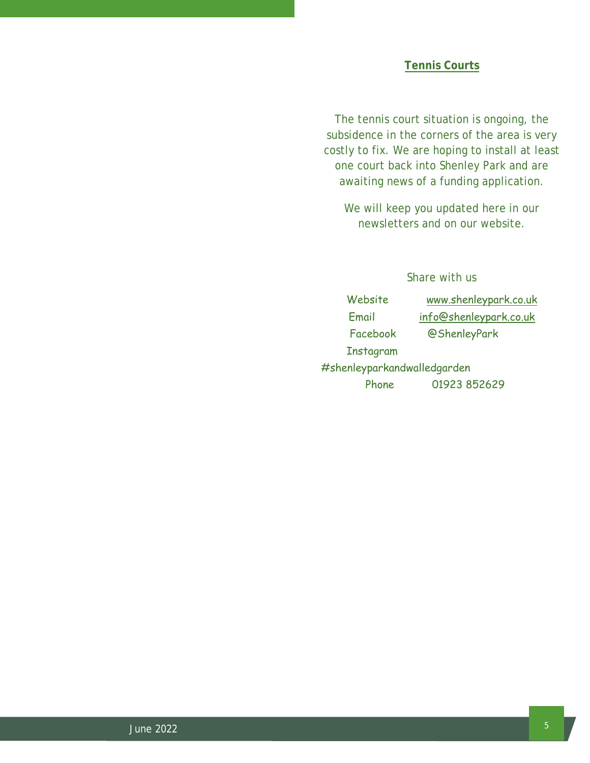## Tennis Courts

The tennis court situation is ongoing, the subsidence in the corners of the area is very costly to fix. We are hoping to install at least one court back into Shenley Park and are awaiting news of a funding application.

We will keep you updated here in our newsletters and on our website.

Share with us

Website www.shenleypark.co.uk

Email info@shenleypark.co.uk

Facebook @ShenleyPark

Instagram #shenleyparkandwalledgarden

Phone 01923 852629